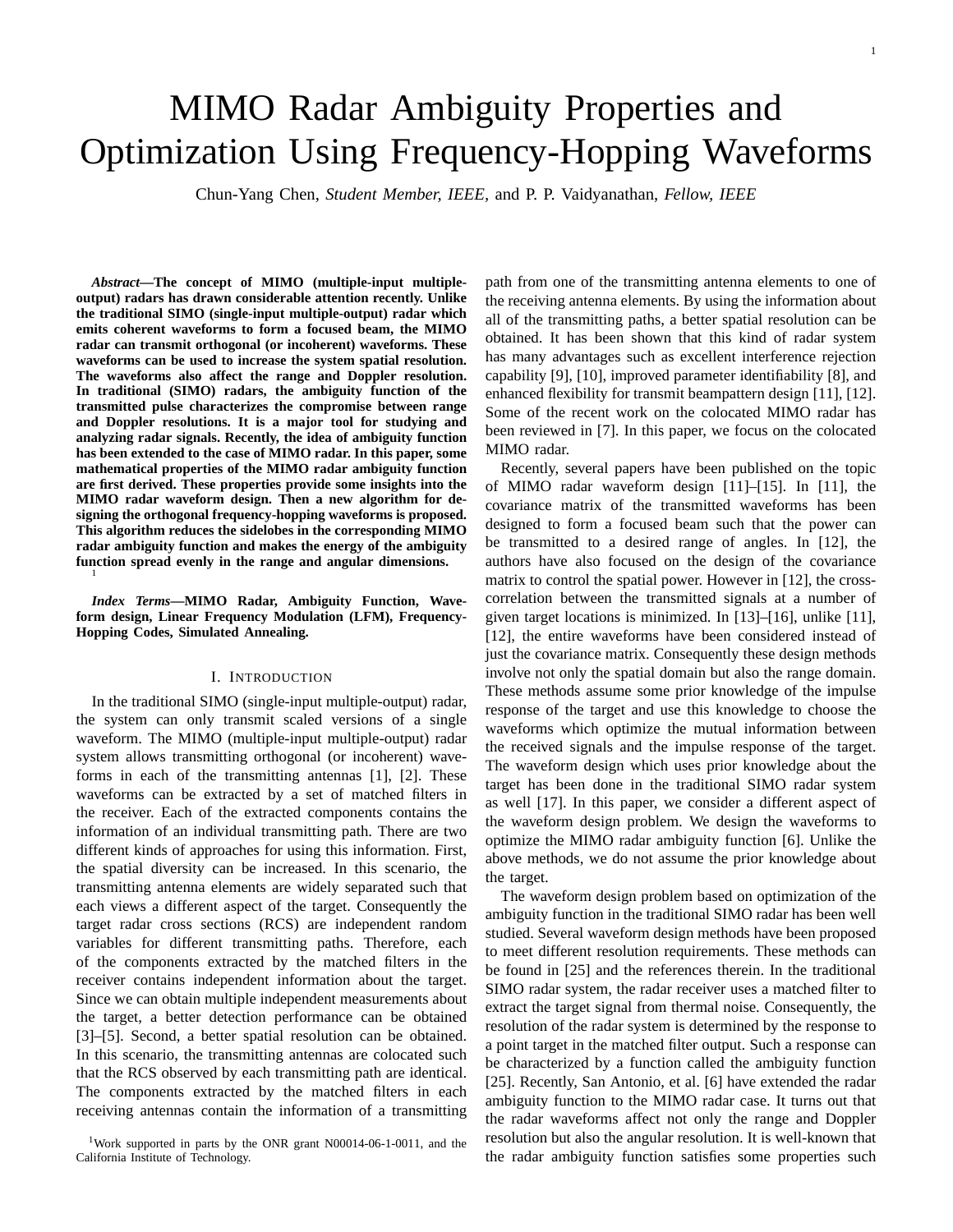# MIMO Radar Ambiguity Properties and Optimization Using Frequency-Hopping Waveforms

Chun-Yang Chen, *Student Member, IEEE,* and P. P. Vaidyanathan, *Fellow, IEEE*

***Abstract*—The concept of MIMO (multiple-input multiple-output) radars has drawn considerable attention recently. Unlike the traditional SIMO (single-input multiple-output) radar which emits coherent waveforms to form a focused beam, the MIMO radar can transmit orthogonal (or incoherent) waveforms. These waveforms can be used to increase the system spatial resolution. The waveforms also affect the range and Doppler resolution. In traditional (SIMO) radars, the ambiguity function of the transmitted pulse characterizes the compromise between range and Doppler resolutions. It is a major tool for studying and analyzing radar signals. Recently, the idea of ambiguity function has been extended to the case of MIMO radar. In this paper, some mathematical properties of the MIMO radar ambiguity function are first derived. These properties provide some insights into the MIMO radar waveform design. Then a new algorithm for designing the orthogonal frequency-hopping waveforms is proposed. This algorithm reduces the sidelobes in the corresponding MIMO radar ambiguity function and makes the energy of the ambiguity function spread evenly in the range and angular dimensions.** [1]

***Index Terms*—MIMO Radar, Ambiguity Function, Waveform design, Linear Frequency Modulation (LFM), Frequency-Hopping Codes, Simulated Annealing.**

## I. Introduction

In the traditional SIMO (single-input multiple-output) radar, the system can only transmit scaled versions of a single waveform. The MIMO (multiple-input multiple-output) radar system allows transmitting orthogonal (or incoherent) waveforms in each of the transmitting antennas [1], [2]. These waveforms can be extracted by a set of matched filters in the receiver. Each of the extracted components contains the information of an individual transmitting path. There are two different kinds of approaches for using this information. First, the spatial diversity can be increased. In this scenario, the transmitting antenna elements are widely separated such that each views a different aspect of the target. Consequently the target radar cross sections (RCS) are independent random variables for different transmitting paths. Therefore, each of the components extracted by the matched filters in the receiver contains independent information about the target. Since we can obtain multiple independent measurements about the target, a better detection performance can be obtained [3]–[5]. Second, a better spatial resolution can be obtained. In this scenario, the transmitting antennas are colocated such that the RCS observed by each transmitting path are identical. The components extracted by the matched filters in each receiving antennas contain the information of a transmitting path from one of the transmitting antenna elements to one of the receiving antenna elements. By using the information about all of the transmitting paths, a better spatial resolution can be obtained. It has been shown that this kind of radar system has many advantages such as excellent interference rejection capability [9], [10], improved parameter identifiability [8], and enhanced flexibility for transmit beampattern design [11], [12]. Some of the recent work on the colocated MIMO radar has been reviewed in [7]. In this paper, we focus on the colocated MIMO radar.

Recently, several papers have been published on the topic of MIMO radar waveform design [11]–[15]. In [11], the covariance matrix of the transmitted waveforms has been designed to form a focused beam such that the power can be transmitted to a desired range of angles. In [12], the authors have also focused on the design of the covariance matrix to control the spatial power. However in [12], the cross-correlation between the transmitted signals at a number of given target locations is minimized. In [13]–[16], unlike [11], [12], the entire waveforms have been considered instead of just the covariance matrix. Consequently these design methods involve not only the spatial domain but also the range domain. These methods assume some prior knowledge of the impulse response of the target and use this knowledge to choose the waveforms which optimize the mutual information between the received signals and the impulse response of the target. The waveform design which uses prior knowledge about the target has been done in the traditional SIMO radar system as well [17]. In this paper, we consider a different aspect of the waveform design problem. We design the waveforms to optimize the MIMO radar ambiguity function [6]. Unlike the above methods, we do not assume the prior knowledge about the target.

The waveform design problem based on optimization of the ambiguity function in the traditional SIMO radar has been well studied. Several waveform design methods have been proposed to meet different resolution requirements. These methods can be found in [25] and the references therein. In the traditional SIMO radar system, the radar receiver uses a matched filter to extract the target signal from thermal noise. Consequently, the resolution of the radar system is determined by the response to a point target in the matched filter output. Such a response can be characterized by a function called the ambiguity function [25]. Recently, San Antonio, et al. [6] have extended the radar ambiguity function to the MIMO radar case. It turns out that the radar waveforms affect not only the range and Doppler resolution but also the angular resolution. It is well-known that the radar ambiguity function satisfies some properties such

[1] Work supported in parts by the ONR grant N00014-06-1-0011, and the California Institute of Technology.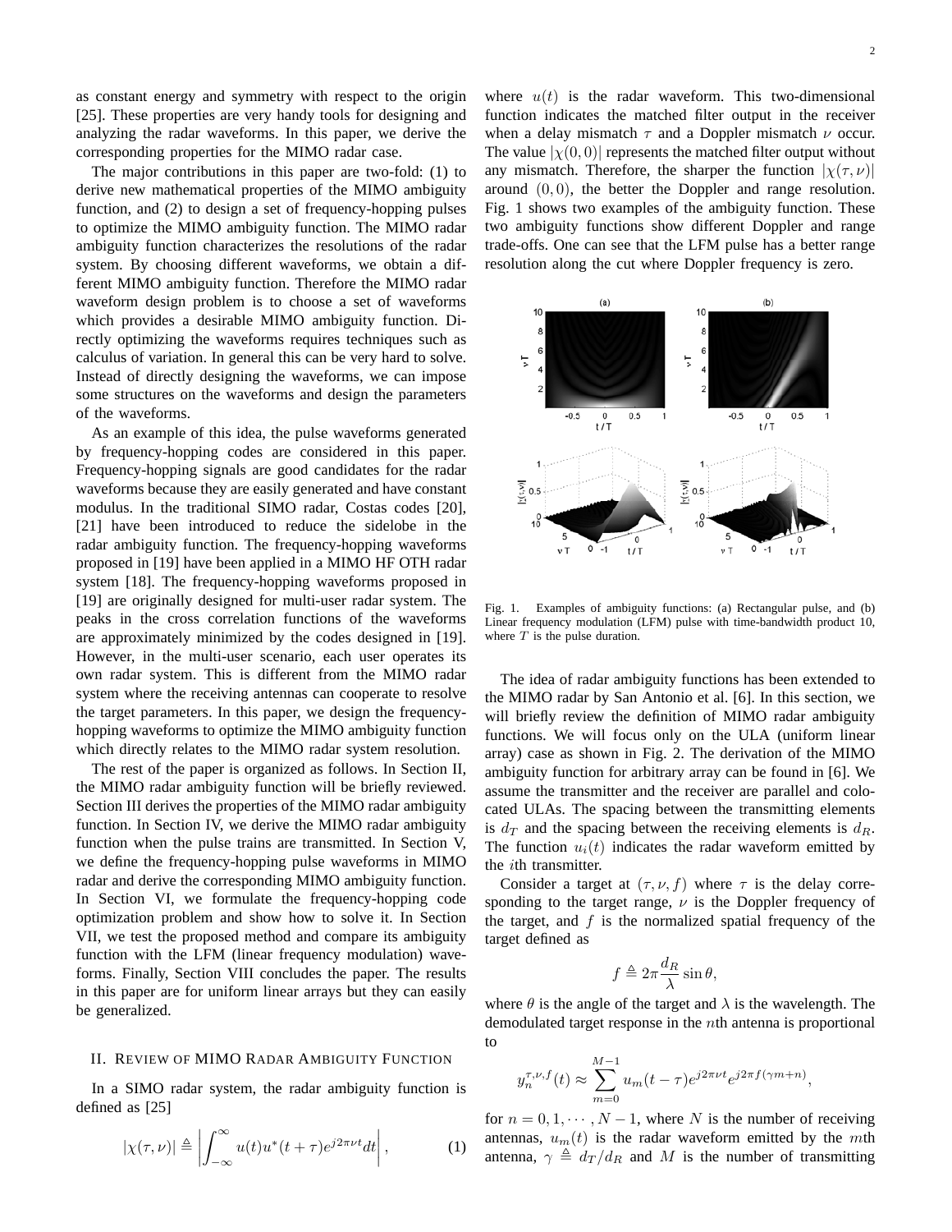as constant energy and symmetry with respect to the origin [25]. These properties are very handy tools for designing and analyzing the radar waveforms. In this paper, we derive the corresponding properties for the MIMO radar case.

The major contributions in this paper are two-fold: (1) to derive new mathematical properties of the MIMO ambiguity function, and (2) to design a set of frequency-hopping pulses to optimize the MIMO ambiguity function. The MIMO radar ambiguity function characterizes the resolutions of the radar system. By choosing different waveforms, we obtain a different MIMO ambiguity function. Therefore the MIMO radar waveform design problem is to choose a set of waveforms which provides a desirable MIMO ambiguity function. Directly optimizing the waveforms requires techniques such as calculus of variation. In general this can be very hard to solve. Instead of directly designing the waveforms, we can impose some structures on the waveforms and design the parameters of the waveforms.

As an example of this idea, the pulse waveforms generated by frequency-hopping codes are considered in this paper. Frequency-hopping signals are good candidates for the radar waveforms because they are easily generated and have constant modulus. In the traditional SIMO radar, Costas codes [20], [21] have been introduced to reduce the sidelobe in the radar ambiguity function. The frequency-hopping waveforms proposed in [19] have been applied in a MIMO HF OTH radar system [18]. The frequency-hopping waveforms proposed in [19] are originally designed for multi-user radar system. The peaks in the cross correlation functions of the waveforms are approximately minimized by the codes designed in [19]. However, in the multi-user scenario, each user operates its own radar system. This is different from the MIMO radar system where the receiving antennas can cooperate to resolve the target parameters. In this paper, we design the frequency-hopping waveforms to optimize the MIMO ambiguity function which directly relates to the MIMO radar system resolution.

The rest of the paper is organized as follows. In Section II, the MIMO radar ambiguity function will be briefly reviewed. Section III derives the properties of the MIMO radar ambiguity function. In Section IV, we derive the MIMO radar ambiguity function when the pulse trains are transmitted. In Section V, we define the frequency-hopping pulse waveforms in MIMO radar and derive the corresponding MIMO ambiguity function. In Section VI, we formulate the frequency-hopping code optimization problem and show how to solve it. In Section VII, we test the proposed method and compare its ambiguity function with the LFM (linear frequency modulation) waveforms. Finally, Section VIII concludes the paper. The results in this paper are for uniform linear arrays but they can easily be generalized.

## II. Review of MIMO Radar Ambiguity Function

In a SIMO radar system, the radar ambiguity function is defined as [25]

$$|\chi(\tau,\nu)| \triangleq \left| \int_{-\infty}^{\infty} u(t)u^*(t+\tau)e^{j2\pi\nu t}dt \right|, \tag{1}$$

where $u(t)$ is the radar waveform. This two-dimensional function indicates the matched filter output in the receiver when a delay mismatch $\tau$ and a Doppler mismatch $\nu$ occur. The value $|\chi(0,0)|$ represents the matched filter output without any mismatch. Therefore, the sharper the function $|\chi(\tau,\nu)|$ around $(0,0)$, the better the Doppler and range resolution. Fig. 1 shows two examples of the ambiguity function. These two ambiguity functions show different Doppler and range trade-offs. One can see that the LFM pulse has a better range resolution along the cut where Doppler frequency is zero.

Fig. 1. Examples of ambiguity functions: (a) Rectangular pulse, and (b) Linear frequency modulation (LFM) pulse with time-bandwidth product 10, where $T$ is the pulse duration.

The idea of radar ambiguity functions has been extended to the MIMO radar by San Antonio et al. [6]. In this section, we will briefly review the definition of MIMO radar ambiguity functions. We will focus only on the ULA (uniform linear array) case as shown in Fig. 2. The derivation of the MIMO ambiguity function for arbitrary array can be found in [6]. We assume the transmitter and the receiver are parallel and colocated ULAs. The spacing between the transmitting elements is $d_T$ and the spacing between the receiving elements is $d_R$. The function $u_i(t)$ indicates the radar waveform emitted by the $i$th transmitter.

Consider a target at $(\tau,\nu,f)$ where $\tau$ is the delay corresponding to the target range, $\nu$ is the Doppler frequency of the target, and $f$ is the normalized spatial frequency of the target defined as

$$f \triangleq 2\pi \frac{d_R}{\lambda}\sin\theta,$$

where $\theta$ is the angle of the target and $\lambda$ is the wavelength. The demodulated target response in the $n$th antenna is proportional to

$$y_n^{\tau,\nu,f}(t) \approx \sum_{m=0}^{M-1} u_m(t-\tau)e^{j2\pi\nu t}e^{j2\pi f(\gamma m+n)},$$

for $n = 0,1,\cdots,N-1$, where $N$ is the number of receiving antennas, $u_m(t)$ is the radar waveform emitted by the $m$th antenna, $\gamma \triangleq d_T/d_R$ and $M$ is the number of transmitting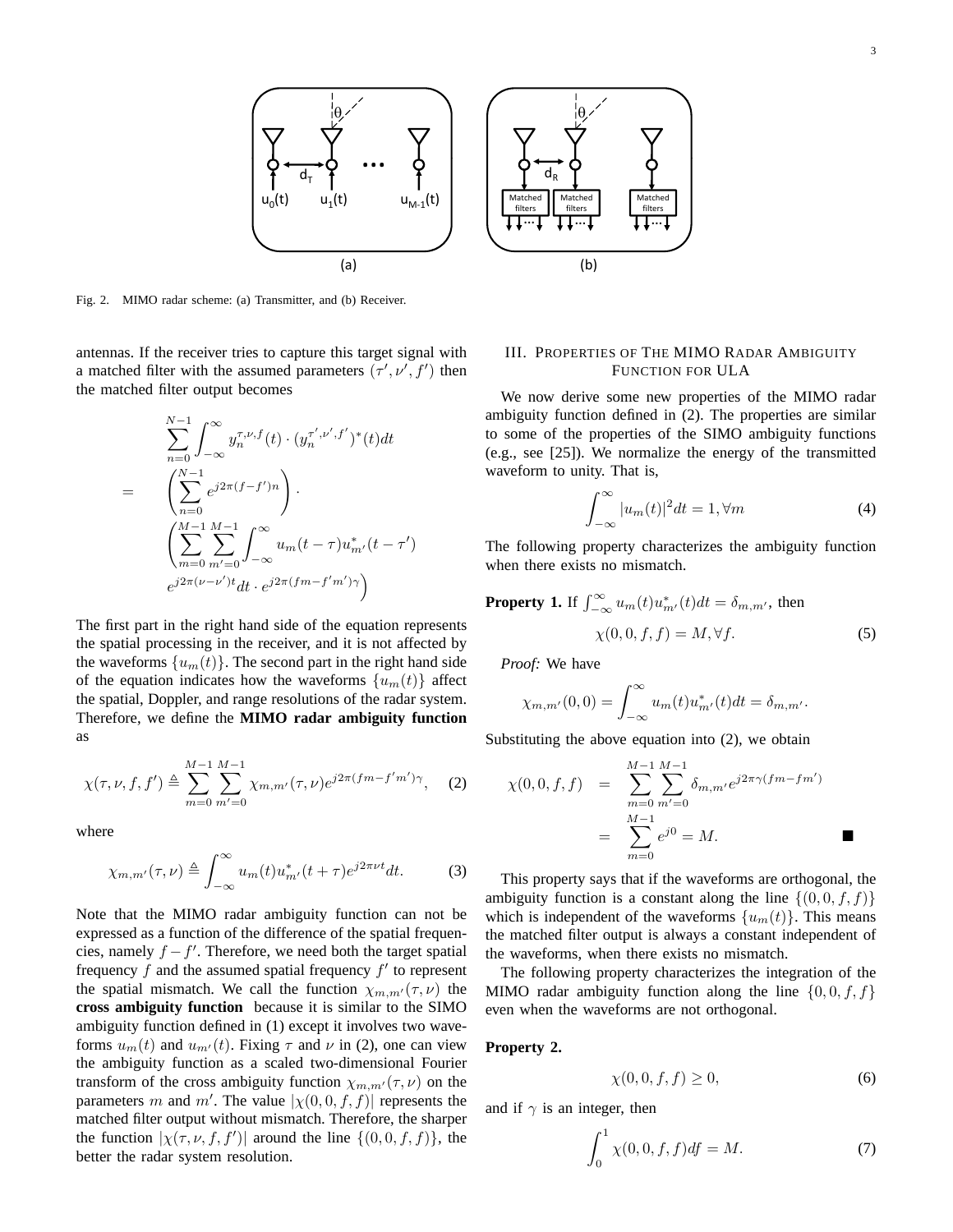Fig. 2. MIMO radar scheme: (a) Transmitter, and (b) Receiver.

antennas. If the receiver tries to capture this target signal with a matched filter with the assumed parameters $(\tau', \nu', f')$ then the matched filter output becomes

$$
\begin{aligned}
& \sum_{n=0}^{N-1} \int_{-\infty}^{\infty} y_n^{\tau,\nu,f}(t) \cdot (y_n^{\tau',\nu',f'})^*(t) dt \\
= \quad & \left( \sum_{n=0}^{N-1} e^{j2\pi(f-f')n} \right) \cdot \\
& \left( \sum_{m=0}^{M-1} \sum_{m'=0}^{M-1} \int_{-\infty}^{\infty} u_m(t-\tau) u_{m'}^*(t-\tau') \right. \\
& \left. e^{j2\pi(\nu-\nu')t} dt \cdot e^{j2\pi(fm-f'm')\gamma} \right)
\end{aligned}
$$

The first part in the right hand side of the equation represents the spatial processing in the receiver, and it is not affected by the waveforms $\{u_m(t)\}$. The second part in the right hand side of the equation indicates how the waveforms $\{u_m(t)\}$ affect the spatial, Doppler, and range resolutions of the radar system. Therefore, we define the **MIMO radar ambiguity function** as

$$
\chi(\tau, \nu, f, f') \triangleq \sum_{m=0}^{M-1} \sum_{m'=0}^{M-1} \chi_{m,m'}(\tau, \nu) e^{j2\pi(fm-f'm')\gamma}, \quad (2)
$$

where

$$
\chi_{m,m'}(\tau, \nu) \triangleq \int_{-\infty}^{\infty} u_m(t) u_{m'}^*(t+\tau) e^{j2\pi\nu t} dt. \quad (3)
$$

Note that the MIMO radar ambiguity function can not be expressed as a function of the difference of the spatial frequencies, namely $f - f'$. Therefore, we need both the target spatial frequency $f$ and the assumed spatial frequency $f'$ to represent the spatial mismatch. We call the function $\chi_{m,m'}(\tau, \nu)$ the **cross ambiguity function** because it is similar to the SIMO ambiguity function defined in (1) except it involves two waveforms $u_m(t)$ and $u_{m'}(t)$. Fixing $\tau$ and $\nu$ in (2), one can view the ambiguity function as a scaled two-dimensional Fourier transform of the cross ambiguity function $\chi_{m,m'}(\tau, \nu)$ on the parameters $m$ and $m'$. The value $|\chi(0, 0, f, f)|$ represents the matched filter output without mismatch. Therefore, the sharper the function $|\chi(\tau, \nu, f, f')|$ around the line $\{(0, 0, f, f)\}$, the better the radar system resolution.

## III. Properties of The MIMO Radar Ambiguity Function for ULA

We now derive some new properties of the MIMO radar ambiguity function defined in (2). The properties are similar to some of the properties of the SIMO ambiguity functions (e.g., see [25]). We normalize the energy of the transmitted waveform to unity. That is,

$$
\int_{-\infty}^{\infty} |u_m(t)|^2 dt = 1, \forall m \quad (4)
$$

The following property characterizes the ambiguity function when there exists no mismatch.

**Property 1.** If $\int_{-\infty}^{\infty} u_m(t) u_{m'}^*(t) dt = \delta_{m,m'}$, then

$$
\chi(0, 0, f, f) = M, \forall f. \quad (5)
$$

*Proof:* We have

$$
\chi_{m,m'}(0, 0) = \int_{-\infty}^{\infty} u_m(t) u_{m'}^*(t) dt = \delta_{m,m'}.
$$

Substituting the above equation into (2), we obtain

$$
\begin{aligned}
\chi(0, 0, f, f) &= \sum_{m=0}^{M-1} \sum_{m'=0}^{M-1} \delta_{m,m'} e^{j2\pi\gamma(fm-fm')} \\
&= \sum_{m=0}^{M-1} e^{j0} = M.
\end{aligned}
$$

■

This property says that if the waveforms are orthogonal, the ambiguity function is a constant along the line $\{(0, 0, f, f)\}$ which is independent of the waveforms $\{u_m(t)\}$. This means the matched filter output is always a constant independent of the waveforms, when there exists no mismatch.

The following property characterizes the integration of the MIMO radar ambiguity function along the line $\{0, 0, f, f\}$ even when the waveforms are not orthogonal.

**Property 2.**

$$
\chi(0, 0, f, f) \geq 0, \quad (6)
$$

and if $\gamma$ is an integer, then

$$
\int_0^1 \chi(0, 0, f, f) df = M. \quad (7)
$$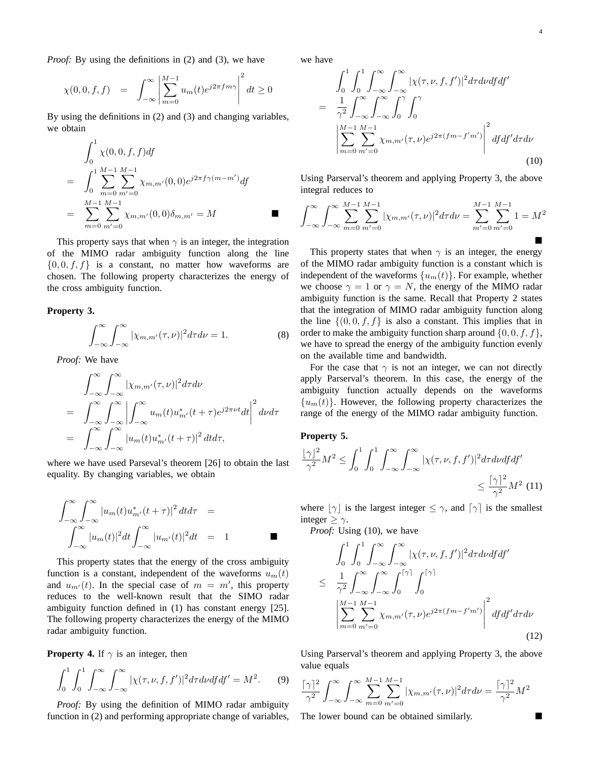*Proof:* By using the definitions in (2) and (3), we have

$$\chi(0,0,f,f) = \int_{-\infty}^{\infty} \left| \sum_{m=0}^{M-1} u_m(t) e^{j2\pi f m \gamma} \right|^2 dt \geq 0$$

By using the definitions in (2) and (3) and changing variables, we obtain

$$\begin{aligned} & \int_0^1 \chi(0,0,f,f) df \\ = & \int_0^1 \sum_{m=0}^{M-1} \sum_{m'=0}^{M-1} \chi_{m,m'}(0,0) e^{j2\pi f \gamma (m-m')} df \\ = & \sum_{m=0}^{M-1} \sum_{m'=0}^{M-1} \chi_{m,m'}(0,0) \delta_{m,m'} = M \end{aligned}$$

∎

This property says that when $\gamma$ is an integer, the integration of the MIMO radar ambiguity function along the line $\{0,0,f,f\}$ is a constant, no matter how waveforms are chosen. The following property characterizes the energy of the cross ambiguity function.

**Property 3.**

$$\int_{-\infty}^{\infty} \int_{-\infty}^{\infty} |\chi_{m,m'}(\tau,\nu)|^2 d\tau d\nu = 1. \quad (8)$$

*Proof:* We have

$$\begin{aligned} & \int_{-\infty}^{\infty} \int_{-\infty}^{\infty} |\chi_{m,m'}(\tau,\nu)|^2 d\tau d\nu \\ = & \int_{-\infty}^{\infty} \int_{-\infty}^{\infty} \left| \int_{-\infty}^{\infty} u_m(t) u_{m'}^*(t+\tau) e^{j2\pi\nu t} dt \right|^2 d\nu d\tau \\ = & \int_{-\infty}^{\infty} \int_{-\infty}^{\infty} |u_m(t) u_{m'}^*(t+\tau)|^2 dt d\tau, \end{aligned}$$

where we have used Parseval's theorem [26] to obtain the last equality. By changing variables, we obtain

$$\begin{aligned} \int_{-\infty}^{\infty} \int_{-\infty}^{\infty} |u_m(t) u_{m'}^*(t+\tau)|^2 dt d\tau & = \\ \int_{-\infty}^{\infty} |u_m(t)|^2 dt \int_{-\infty}^{\infty} |u_{m'}(t)|^2 dt & = 1 \end{aligned}$$

∎

This property states that the energy of the cross ambiguity function is a constant, independent of the waveforms $u_m(t)$ and $u_{m'}(t)$. In the special case of $m = m'$, this property reduces to the well-known result that the SIMO radar ambiguity function defined in (1) has constant energy [25]. The following property characterizes the energy of the MIMO radar ambiguity function.

**Property 4.** If $\gamma$ is an integer, then

$$\int_0^1 \int_0^1 \int_{-\infty}^{\infty} \int_{-\infty}^{\infty} |\chi(\tau,\nu,f,f')|^2 d\tau d\nu df df' = M^2. \quad (9)$$

*Proof:* By using the definition of MIMO radar ambiguity function in (2) and performing appropriate change of variables, we have

$$\begin{aligned} & \int_0^1 \int_0^1 \int_{-\infty}^{\infty} \int_{-\infty}^{\infty} |\chi(\tau,\nu,f,f')|^2 d\tau d\nu df df' \\ = & \frac{1}{\gamma^2} \int_{-\infty}^{\infty} \int_{-\infty}^{\infty} \int_0^{\gamma} \int_0^{\gamma} \\ & \left| \sum_{m=0}^{M-1} \sum_{m'=0}^{M-1} \chi_{m,m'}(\tau,\nu) e^{j2\pi(fm - f'm')} \right|^2 df df' d\tau d\nu \end{aligned} \quad (10)$$

Using Parserval's theorem and applying Property 3, the above integral reduces to

$$\int_{-\infty}^{\infty} \int_{-\infty}^{\infty} \sum_{m=0}^{M-1} \sum_{m'=0}^{M-1} |\chi_{m,m'}(\tau,\nu)|^2 d\tau d\nu = \sum_{m'=0}^{M-1} \sum_{m'=0}^{M-1} 1 = M^2$$

∎

This property states that when $\gamma$ is an integer, the energy of the MIMO radar ambiguity function is a constant which is independent of the waveforms $\{u_m(t)\}$. For example, whether we choose $\gamma = 1$ or $\gamma = N$, the energy of the MIMO radar ambiguity function is the same. Recall that Property 2 states that the integration of MIMO radar ambiguity function along the line $\{(0,0,f,f\}$ is also a constant. This implies that in order to make the ambiguity function sharp around $\{0,0,f,f\}$, we have to spread the energy of the ambiguity function evenly on the available time and bandwidth.

For the case that $\gamma$ is not an integer, we can not directly apply Parserval's theorem. In this case, the energy of the ambiguity function actually depends on the waveforms $\{u_m(t)\}$. However, the following property characterizes the range of the energy of the MIMO radar ambiguity function.

**Property 5.**

$$\begin{aligned} \frac{\lfloor\gamma\rfloor^2}{\gamma^2} M^2 \leq \int_0^1 \int_0^1 \int_{-\infty}^{\infty} \int_{-\infty}^{\infty} |\chi(\tau,\nu,f,f')|^2 d\tau d\nu df df' \\ \leq \frac{\lceil\gamma\rceil^2}{\gamma^2} M^2 \end{aligned} \quad (11)$$

where $\lfloor\gamma\rfloor$ is the largest integer $\leq \gamma$, and $\lceil\gamma\rceil$ is the smallest integer $\geq \gamma$.

*Proof:* Using (10), we have

$$\begin{aligned} & \int_0^1 \int_0^1 \int_{-\infty}^{\infty} \int_{-\infty}^{\infty} |\chi(\tau,\nu,f,f')|^2 d\tau d\nu df df' \\ \leq & \frac{1}{\gamma^2} \int_{-\infty}^{\infty} \int_{-\infty}^{\infty} \int_0^{\lceil\gamma\rceil} \int_0^{\lceil\gamma\rceil} \\ & \left| \sum_{m=0}^{M-1} \sum_{m'=0}^{M-1} \chi_{m,m'}(\tau,\nu) e^{j2\pi(fm - f'm')} \right|^2 df df' d\tau d\nu \end{aligned} \quad (12)$$

Using Parserval's theorem and applying Property 3, the above value equals

$$\frac{\lceil\gamma\rceil^2}{\gamma^2} \int_{-\infty}^{\infty} \int_{-\infty}^{\infty} \sum_{m=0}^{M-1} \sum_{m'=0}^{M-1} |\chi_{m,m'}(\tau,\nu)|^2 d\tau d\nu = \frac{\lceil\gamma\rceil^2}{\gamma^2} M^2$$

The lower bound can be obtained similarly. ∎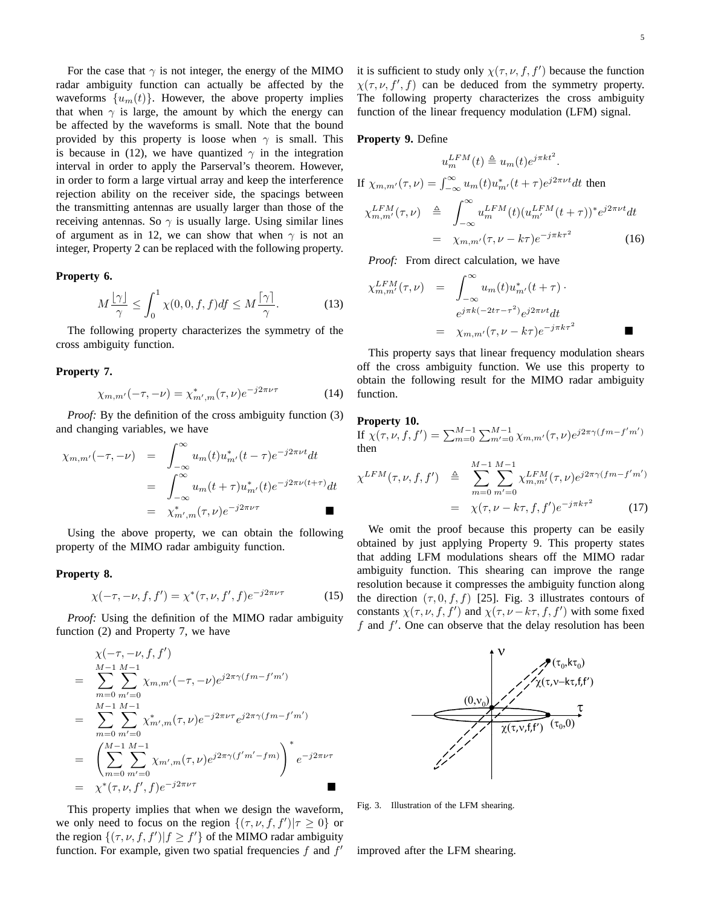For the case that $\gamma$ is not integer, the energy of the MIMO radar ambiguity function can actually be affected by the waveforms $\{u_m(t)\}$. However, the above property implies that when $\gamma$ is large, the amount by which the energy can be affected by the waveforms is small. Note that the bound provided by this property is loose when $\gamma$ is small. This is because in (12), we have quantized $\gamma$ in the integration interval in order to apply the Parserval's theorem. However, in order to form a large virtual array and keep the interference rejection ability on the receiver side, the spacings between the transmitting antennas are usually larger than those of the receiving antennas. So $\gamma$ is usually large. Using similar lines of argument as in 12, we can show that when $\gamma$ is not an integer, Property 2 can be replaced with the following property.

**Property 6.**

$$M\frac{\lfloor\gamma\rfloor}{\gamma} \leq \int_0^1 \chi(0,0,f,f)df \leq M\frac{\lceil\gamma\rceil}{\gamma}. \tag{13}$$

The following property characterizes the symmetry of the cross ambiguity function.

**Property 7.**

$$\chi_{m,m'}(-\tau,-\nu) = \chi^*_{m',m}(\tau,\nu)e^{-j2\pi\nu\tau} \tag{14}$$

*Proof:* By the definition of the cross ambiguity function (3) and changing variables, we have

$$\begin{aligned}
\chi_{m,m'}(-\tau,-\nu) &= \int_{-\infty}^{\infty} u_m(t)u^*_{m'}(t-\tau)e^{-j2\pi\nu t}dt \\
&= \int_{-\infty}^{\infty} u_m(t+\tau)u^*_{m'}(t)e^{-j2\pi\nu(t+\tau)}dt \\
&= \chi^*_{m',m}(\tau,\nu)e^{-j2\pi\nu\tau} \qquad \blacksquare
\end{aligned}$$

Using the above property, we can obtain the following property of the MIMO radar ambiguity function.

**Property 8.**

$$\chi(-\tau,-\nu,f,f') = \chi^*(\tau,\nu,f',f)e^{-j2\pi\nu\tau} \tag{15}$$

*Proof:* Using the definition of the MIMO radar ambiguity function (2) and Property 7, we have

$$\begin{aligned}
&\chi(-\tau,-\nu,f,f') \\
=& \sum_{m=0}^{M-1}\sum_{m'=0}^{M-1} \chi_{m,m'}(-\tau,-\nu)e^{j2\pi\gamma(fm-f'm')} \\
=& \sum_{m=0}^{M-1}\sum_{m'=0}^{M-1} \chi^*_{m',m}(\tau,\nu)e^{-j2\pi\nu\tau}e^{j2\pi\gamma(fm-f'm')} \\
=& \left(\sum_{m=0}^{M-1}\sum_{m'=0}^{M-1} \chi_{m',m}(\tau,\nu)e^{j2\pi\gamma(f'm'-fm)}\right)^* e^{-j2\pi\nu\tau} \\
=& \chi^*(\tau,\nu,f',f)e^{-j2\pi\nu\tau} \qquad \blacksquare
\end{aligned}$$

This property implies that when we design the waveform, we only need to focus on the region $\{(\tau,\nu,f,f')|\tau \geq 0\}$ or the region $\{(\tau,\nu,f,f')|f \geq f'\}$ of the MIMO radar ambiguity function. For example, given two spatial frequencies $f$ and $f'$ it is sufficient to study only $\chi(\tau,\nu,f,f')$ because the function $\chi(\tau,\nu,f',f)$ can be deduced from the symmetry property. The following property characterizes the cross ambiguity function of the linear frequency modulation (LFM) signal.

**Property 9.** Define

$$u_m^{LFM}(t) \triangleq u_m(t)e^{j\pi kt^2}.$$

If $\chi_{m,m'}(\tau,\nu) = \int_{-\infty}^{\infty} u_m(t)u^*_{m'}(t+\tau)e^{j2\pi\nu t}dt$ then

$$\begin{aligned}
\chi_{m,m'}^{LFM}(\tau,\nu) &\triangleq \int_{-\infty}^{\infty} u_m^{LFM}(t)(u_{m'}^{LFM}(t+\tau))^* e^{j2\pi\nu t}dt \\
&= \chi_{m,m'}(\tau,\nu-k\tau)e^{-j\pi k\tau^2}
\end{aligned} \tag{16}$$

*Proof:* From direct calculation, we have

$$\begin{aligned}
\chi_{m,m'}^{LFM}(\tau,\nu) &= \int_{-\infty}^{\infty} u_m(t)u^*_{m'}(t+\tau)\cdot \\
&\quad\; e^{j\pi k(-2t\tau-\tau^2)}e^{j2\pi\nu t}dt \\
&= \chi_{m,m'}(\tau,\nu-k\tau)e^{-j\pi k\tau^2} \qquad \blacksquare
\end{aligned}$$

This property says that linear frequency modulation shears off the cross ambiguity function. We use this property to obtain the following result for the MIMO radar ambiguity function.

**Property 10.**
If $\chi(\tau,\nu,f,f') = \sum_{m=0}^{M-1}\sum_{m'=0}^{M-1}\chi_{m,m'}(\tau,\nu)e^{j2\pi\gamma(fm-f'm')}$ then

$$\begin{aligned}
\chi^{LFM}(\tau,\nu,f,f') &\triangleq \sum_{m=0}^{M-1}\sum_{m'=0}^{M-1}\chi_{m,m'}^{LFM}(\tau,\nu)e^{j2\pi\gamma(fm-f'm')} \\
&= \chi(\tau,\nu-k\tau,f,f')e^{-j\pi k\tau^2}
\end{aligned} \tag{17}$$

We omit the proof because this property can be easily obtained by just applying Property 9. This property states that adding LFM modulations shears off the MIMO radar ambiguity function. This shearing can improve the range resolution because it compresses the ambiguity function along the direction $(\tau,0,f,f)$ [25]. Fig. 3 illustrates contours of constants $\chi(\tau,\nu,f,f')$ and $\chi(\tau,\nu-k\tau,f,f')$ with some fixed $f$ and $f'$. One can observe that the delay resolution has been improved after the LFM shearing.

Fig. 3. Illustration of the LFM shearing.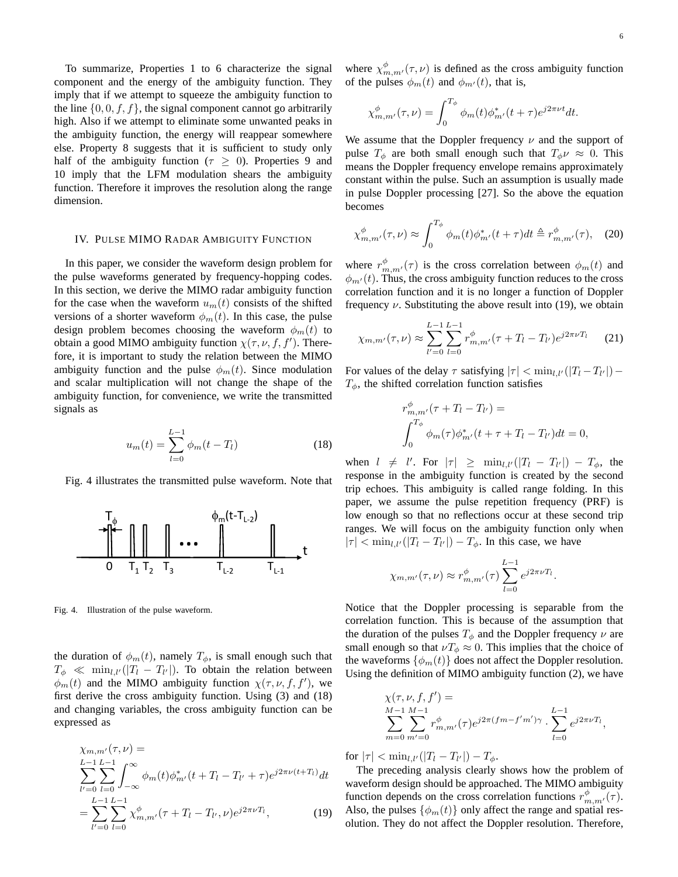To summarize, Properties 1 to 6 characterize the signal component and the energy of the ambiguity function. They imply that if we attempt to squeeze the ambiguity function to the line $\{0, 0, f, f\}$, the signal component cannot go arbitrarily high. Also if we attempt to eliminate some unwanted peaks in the ambiguity function, the energy will reappear somewhere else. Property 8 suggests that it is sufficient to study only half of the ambiguity function ($\tau \geq 0$). Properties 9 and 10 imply that the LFM modulation shears the ambiguity function. Therefore it improves the resolution along the range dimension.

## IV. Pulse MIMO Radar Ambiguity Function

In this paper, we consider the waveform design problem for the pulse waveforms generated by frequency-hopping codes. In this section, we derive the MIMO radar ambiguity function for the case when the waveform $u_m(t)$ consists of the shifted versions of a shorter waveform $\phi_m(t)$. In this case, the pulse design problem becomes choosing the waveform $\phi_m(t)$ to obtain a good MIMO ambiguity function $\chi(\tau, \nu, f, f')$. Therefore, it is important to study the relation between the MIMO ambiguity function and the pulse $\phi_m(t)$. Since modulation and scalar multiplication will not change the shape of the ambiguity function, for convenience, we write the transmitted signals as

$$u_m(t) = \sum_{l=0}^{L-1} \phi_m(t - T_l) \tag{18}$$

Fig. 4 illustrates the transmitted pulse waveform. Note that

Fig. 4. Illustration of the pulse waveform.

the duration of $\phi_m(t)$, namely $T_\phi$, is small enough such that $T_\phi \ll \min_{l,l'}(|T_l - T_{l'}|)$. To obtain the relation between $\phi_m(t)$ and the MIMO ambiguity function $\chi(\tau, \nu, f, f')$, we first derive the cross ambiguity function. Using (3) and (18) and changing variables, the cross ambiguity function can be expressed as

$$\begin{aligned}
&\chi_{m,m'}(\tau, \nu) = \\
&\sum_{l'=0}^{L-1}\sum_{l=0}^{L-1} \int_{-\infty}^{\infty} \phi_m(t)\phi_{m'}^*(t + T_l - T_{l'} + \tau)e^{j2\pi\nu(t+T_l)}dt \\
&= \sum_{l'=0}^{L-1}\sum_{l=0}^{L-1} \chi_{m,m'}^{\phi}(\tau + T_l - T_{l'}, \nu)e^{j2\pi\nu T_l},
\end{aligned} \tag{19}$$

where $\chi_{m,m'}^{\phi}(\tau, \nu)$ is defined as the cross ambiguity function of the pulses $\phi_m(t)$ and $\phi_{m'}(t)$, that is,

$$\chi_{m,m'}^{\phi}(\tau, \nu) = \int_0^{T_\phi} \phi_m(t)\phi_{m'}^*(t + \tau)e^{j2\pi\nu t}dt.$$

We assume that the Doppler frequency $\nu$ and the support of pulse $T_\phi$ are both small enough such that $T_\phi \nu \approx 0$. This means the Doppler frequency envelope remains approximately constant within the pulse. Such an assumption is usually made in pulse Doppler processing [27]. So the above the equation becomes

$$\chi_{m,m'}^{\phi}(\tau, \nu) \approx \int_0^{T_\phi} \phi_m(t)\phi_{m'}^*(t + \tau)dt \triangleq r_{m,m'}^{\phi}(\tau), \tag{20}$$

where $r_{m,m'}^{\phi}(\tau)$ is the cross correlation between $\phi_m(t)$ and $\phi_{m'}(t)$. Thus, the cross ambiguity function reduces to the cross correlation function and it is no longer a function of Doppler frequency $\nu$. Substituting the above result into (19), we obtain

$$\chi_{m,m'}(\tau, \nu) \approx \sum_{l'=0}^{L-1}\sum_{l=0}^{L-1} r_{m,m'}^{\phi}(\tau + T_l - T_{l'})e^{j2\pi\nu T_l} \tag{21}$$

For values of the delay $\tau$ satisfying $|\tau| < \min_{l,l'}(|T_l - T_{l'}|) - T_\phi$, the shifted correlation function satisfies

$$\begin{aligned}
&r_{m,m'}^{\phi}(\tau + T_l - T_{l'}) = \\
&\int_0^{T_\phi} \phi_m(\tau)\phi_{m'}^*(t + \tau + T_l - T_{l'})dt = 0,
\end{aligned}$$

when $l \neq l'$. For $|\tau| \geq \min_{l,l'}(|T_l - T_{l'}|) - T_\phi$, the response in the ambiguity function is created by the second trip echoes. This ambiguity is called range folding. In this paper, we assume the pulse repetition frequency (PRF) is low enough so that no reflections occur at these second trip ranges. We will focus on the ambiguity function only when $|\tau| < \min_{l,l'}(|T_l - T_{l'}|) - T_\phi$. In this case, we have

$$\chi_{m,m'}(\tau, \nu) \approx r_{m,m'}^{\phi}(\tau) \sum_{l=0}^{L-1} e^{j2\pi\nu T_l}.$$

Notice that the Doppler processing is separable from the correlation function. This is because of the assumption that the duration of the pulses $T_\phi$ and the Doppler frequency $\nu$ are small enough so that $\nu T_\phi \approx 0$. This implies that the choice of the waveforms $\{\phi_m(t)\}$ does not affect the Doppler resolution. Using the definition of MIMO ambiguity function (2), we have

$$\begin{aligned}
&\chi(\tau, \nu, f, f') = \\
&\sum_{m=0}^{M-1}\sum_{m'=0}^{M-1} r_{m,m'}^{\phi}(\tau)e^{j2\pi(fm - f'm')\gamma} \cdot \sum_{l=0}^{L-1} e^{j2\pi\nu T_l},
\end{aligned}$$

for $|\tau| < \min_{l,l'}(|T_l - T_{l'}|) - T_\phi$.

The preceding analysis clearly shows how the problem of waveform design should be approached. The MIMO ambiguity function depends on the cross correlation functions $r_{m,m'}^{\phi}(\tau)$. Also, the pulses $\{\phi_m(t)\}$ only affect the range and spatial resolution. They do not affect the Doppler resolution. Therefore,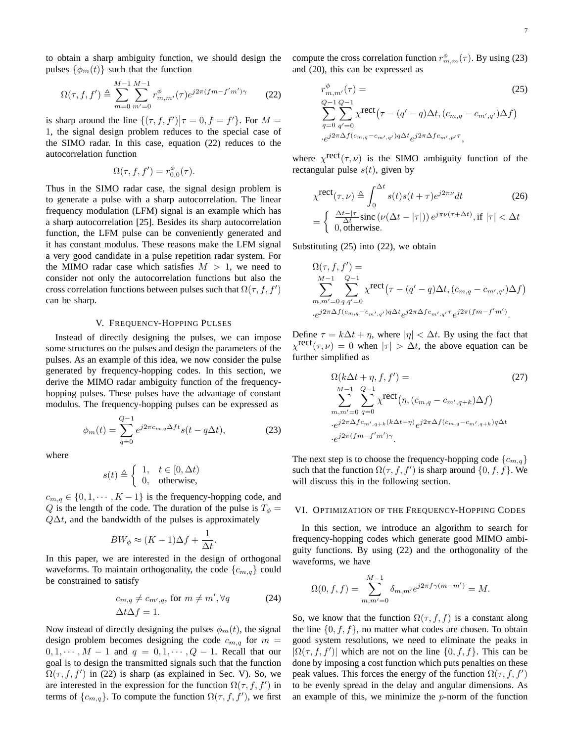to obtain a sharp ambiguity function, we should design the pulses $\{\phi_m(t)\}$ such that the function

$$\Omega(\tau, f, f') \triangleq \sum_{m=0}^{M-1}\sum_{m'=0}^{M-1} r^{\phi}_{m,m'}(\tau) e^{j2\pi(fm - f'm')\gamma} \tag{22}$$

is sharp around the line $\{(\tau, f, f')\big|\tau = 0, f = f'\}$. For $M = 1$, the signal design problem reduces to the special case of the SIMO radar. In this case, equation (22) reduces to the autocorrelation function

$$\Omega(\tau, f, f') = r^{\phi}_{0,0}(\tau).$$

Thus in the SIMO radar case, the signal design problem is to generate a pulse with a sharp autocorrelation. The linear frequency modulation (LFM) signal is an example which has a sharp autocorrelation [25]. Besides its sharp autocorrelation function, the LFM pulse can be conveniently generated and it has constant modulus. These reasons make the LFM signal a very good candidate in a pulse repetition radar system. For the MIMO radar case which satisfies $M > 1$, we need to consider not only the autocorrelation functions but also the cross correlation functions between pulses such that $\Omega(\tau, f, f')$ can be sharp.

## V. Frequency-Hopping Pulses

Instead of directly designing the pulses, we can impose some structures on the pulses and design the parameters of the pulses. As an example of this idea, we now consider the pulse generated by frequency-hopping codes. In this section, we derive the MIMO radar ambiguity function of the frequency-hopping pulses. These pulses have the advantage of constant modulus. The frequency-hopping pulses can be expressed as

$$\phi_m(t) = \sum_{q=0}^{Q-1} e^{j2\pi c_{m,q}\Delta f t} s(t - q\Delta t), \tag{23}$$

where

$$s(t) \triangleq \begin{cases} 1, & t \in [0, \Delta t) \\ 0, & \text{otherwise,} \end{cases}$$

$c_{m,q} \in \{0, 1, \cdots, K-1\}$ is the frequency-hopping code, and $Q$ is the length of the code. The duration of the pulse is $T_\phi = Q\Delta t$, and the bandwidth of the pulses is approximately

$$BW_\phi \approx (K-1)\Delta f + \frac{1}{\Delta t}.$$

In this paper, we are interested in the design of orthogonal waveforms. To maintain orthogonality, the code $\{c_{m,q}\}$ could be constrained to satisfy

$$\begin{aligned} & c_{m,q} \neq c_{m',q}, \text{ for } m \neq m', \forall q \\ & \Delta t \Delta f = 1. \end{aligned} \tag{24}$$

Now instead of directly designing the pulses $\phi_m(t)$, the signal design problem becomes designing the code $c_{m,q}$ for $m = 0, 1, \cdots, M-1$ and $q = 0, 1, \cdots, Q-1$. Recall that our goal is to design the transmitted signals such that the function $\Omega(\tau, f, f')$ in (22) is sharp (as explained in Sec. V). So, we are interested in the expression for the function $\Omega(\tau, f, f')$ in terms of $\{c_{m,q}\}$. To compute the function $\Omega(\tau, f, f')$, we first compute the cross correlation function $r^{\phi}_{m,m}(\tau)$. By using (23) and (20), this can be expressed as

$$\begin{aligned} & r^{\phi}_{m,m'}(\tau) = \\ & \sum_{q=0}^{Q-1}\sum_{q'=0}^{Q-1} \chi^{\text{rect}}\big(\tau - (q'-q)\Delta t, (c_{m,q} - c_{m',q'})\Delta f\big) \\ & \cdot e^{j2\pi\Delta f(c_{m,q} - c_{m',q'})q\Delta t} e^{j2\pi\Delta f c_{m',p'}\tau}, \end{aligned} \tag{25}$$

where $\chi^{\text{rect}}(\tau, \nu)$ is the SIMO ambiguity function of the rectangular pulse $s(t)$, given by

$$\begin{aligned} \chi^{\text{rect}}(\tau, \nu) & \triangleq \int_0^{\Delta t} s(t)s(t+\tau)e^{j2\pi\nu}dt \\ & = \begin{cases} \frac{\Delta t - |\tau|}{\Delta t}\text{sinc}\left(\nu(\Delta t - |\tau|)\right) e^{j\pi\nu(\tau + \Delta t)}, \text{if } |\tau| < \Delta t \\ 0, \text{otherwise.} \end{cases} \end{aligned} \tag{26}$$

Substituting (25) into (22), we obtain

$$\begin{aligned} & \Omega(\tau, f, f') = \\ & \sum_{m,m'=0}^{M-1}\sum_{q,q'=0}^{Q-1} \chi^{\text{rect}}\big(\tau - (q'-q)\Delta t, (c_{m,q} - c_{m',q'})\Delta f\big) \\ & \cdot e^{j2\pi\Delta f(c_{m,q} - c_{m',q'})q\Delta t} e^{j2\pi\Delta f c_{m',q'}\tau} e^{j2\pi(fm - f'm')}. \end{aligned}$$

Define $\tau = k\Delta t + \eta$, where $|\eta| < \Delta t$. By using the fact that $\chi^{\text{rect}}(\tau, \nu) = 0$ when $|\tau| > \Delta t$, the above equation can be further simplified as

$$\begin{aligned} & \Omega(k\Delta t + \eta, f, f') = \\ & \sum_{m,m'=0}^{M-1}\sum_{q=0}^{Q-1} \chi^{\text{rect}}\big(\eta, (c_{m,q} - c_{m',q+k})\Delta f\big) \\ & \cdot e^{j2\pi\Delta f c_{m',q+k}(k\Delta t + \eta)} e^{j2\pi\Delta f(c_{m,q} - c_{m',q+k})q\Delta t} \\ & \cdot e^{j2\pi(fm - f'm')\gamma}. \end{aligned} \tag{27}$$

The next step is to choose the frequency-hopping code $\{c_{m,q}\}$ such that the function $\Omega(\tau, f, f')$ is sharp around $\{0, f, f\}$. We will discuss this in the following section.

## VI. Optimization of the Frequency-Hopping Codes

In this section, we introduce an algorithm to search for frequency-hopping codes which generate good MIMO ambiguity functions. By using (22) and the orthogonality of the waveforms, we have

$$\Omega(0, f, f) = \sum_{m,m'=0}^{M-1} \delta_{m,m'} e^{j2\pi f\gamma(m - m')} = M.$$

So, we know that the function $\Omega(\tau, f, f)$ is a constant along the line $\{0, f, f\}$, no matter what codes are chosen. To obtain good system resolutions, we need to eliminate the peaks in $|\Omega(\tau, f, f')|$ which are not on the line $\{0, f, f\}$. This can be done by imposing a cost function which puts penalties on these peak values. This forces the energy of the function $\Omega(\tau, f, f')$ to be evenly spread in the delay and angular dimensions. As an example of this, we minimize the $p$-norm of the function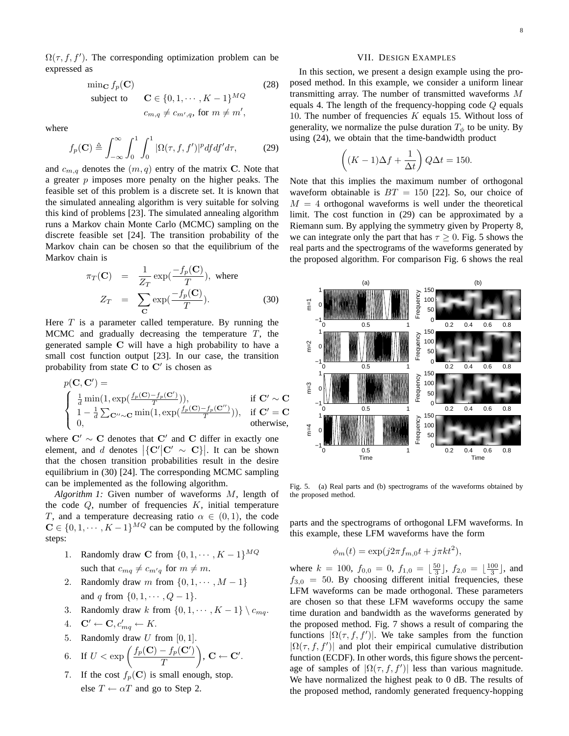$\Omega(\tau, f, f')$. The corresponding optimization problem can be expressed as

$$\min_{\mathbf{C}} f_p(\mathbf{C}) \quad \text{subject to} \quad \mathbf{C} \in \{0, 1, \cdots, K-1\}^{MQ}, \quad c_{m,q} \neq c_{m',q}, \text{ for } m \neq m', \tag{28}$$

where

$$f_p(\mathbf{C}) \triangleq \int_{-\infty}^{\infty} \int_0^1 \int_0^1 |\Omega(\tau, f, f')|^p df df' d\tau, \tag{29}$$

and $c_{m,q}$ denotes the $(m,q)$ entry of the matrix $\mathbf{C}$. Note that a greater $p$ imposes more penalty on the higher peaks. The feasible set of this problem is a discrete set. It is known that the simulated annealing algorithm is very suitable for solving this kind of problems [23]. The simulated annealing algorithm runs a Markov chain Monte Carlo (MCMC) sampling on the discrete feasible set [24]. The transition probability of the Markov chain can be chosen so that the equilibrium of the Markov chain is

$$\pi_T(\mathbf{C}) = \frac{1}{Z_T} \exp\left(\frac{-f_p(\mathbf{C})}{T}\right), \text{ where}$$
$$Z_T = \sum_{\mathbf{C}} \exp\left(\frac{-f_p(\mathbf{C})}{T}\right). \tag{30}$$

Here $T$ is a parameter called temperature. By running the MCMC and gradually decreasing the temperature $T$, the generated sample $\mathbf{C}$ will have a high probability to have a small cost function output [23]. In our case, the transition probability from state $\mathbf{C}$ to $\mathbf{C}'$ is chosen as

$$p(\mathbf{C}, \mathbf{C}') = \begin{cases} \frac{1}{d}\min(1, \exp(\frac{f_p(\mathbf{C}) - f_p(\mathbf{C}')}{T})), & \text{if } \mathbf{C}' \sim \mathbf{C} \\ 1 - \frac{1}{d}\sum_{\mathbf{C}'' \sim \mathbf{C}} \min(1, \exp(\frac{f_p(\mathbf{C}) - f_p(\mathbf{C}'')}{T})), & \text{if } \mathbf{C}' = \mathbf{C} \\ 0, & \text{otherwise,} \end{cases}$$

where $\mathbf{C}' \sim \mathbf{C}$ denotes that $\mathbf{C}'$ and $\mathbf{C}$ differ in exactly one element, and $d$ denotes $\left|\{\mathbf{C}' \middle| \mathbf{C}' \sim \mathbf{C}\}\right|$. It can be shown that the chosen transition probabilities result in the desire equilibrium in (30) [24]. The corresponding MCMC sampling can be implemented as the following algorithm.

*Algorithm 1:* Given number of waveforms $M$, length of the code $Q$, number of frequencies $K$, initial temperature $T$, and a temperature decreasing ratio $\alpha \in (0,1)$, the code $\mathbf{C} \in \{0, 1, \cdots, K-1\}^{MQ}$ can be computed by the following steps:

1. Randomly draw $\mathbf{C}$ from $\{0, 1, \cdots, K-1\}^{MQ}$ such that $c_{mq} \neq c_{m'q}$ for $m \neq m$.
2. Randomly draw $m$ from $\{0, 1, \cdots, M-1\}$ and $q$ from $\{0, 1, \cdots, Q-1\}$.
3. Randomly draw $k$ from $\{0, 1, \cdots, K-1\} \setminus c_{mq}$.
4. $\mathbf{C}' \leftarrow \mathbf{C}, c'_{mq} \leftarrow K$.
5. Randomly draw $U$ from $[0, 1]$.
6. If $U < \exp\left(\frac{f_p(\mathbf{C}) - f_p(\mathbf{C}')}{T}\right)$, $\mathbf{C} \leftarrow \mathbf{C}'$.
7. If the cost $f_p(\mathbf{C})$ is small enough, stop. else $T \leftarrow \alpha T$ and go to Step 2.

## VII. Design Examples

In this section, we present a design example using the proposed method. In this example, we consider a uniform linear transmitting array. The number of transmitted waveforms $M$ equals 4. The length of the frequency-hopping code $Q$ equals 10. The number of frequencies $K$ equals 15. Without loss of generality, we normalize the pulse duration $T_\phi$ to be unity. By using (24), we obtain that the time-bandwidth product

$$\left((K-1)\Delta f + \frac{1}{\Delta t}\right) Q\Delta t = 150.$$

Note that this implies the maximum number of orthogonal waveform obtainable is $BT = 150$ [22]. So, our choice of $M = 4$ orthogonal waveforms is well under the theoretical limit. The cost function in (29) can be approximated by a Riemann sum. By applying the symmetry given by Property 8, we can integrate only the part that has $\tau \geq 0$. Fig. 5 shows the real parts and the spectrograms of the waveforms generated by the proposed algorithm. For comparison Fig. 6 shows the real parts and the spectrograms of orthogonal LFM waveforms. In this example, these LFM waveforms have the form

$$\phi_m(t) = \exp(j2\pi f_{m,0}t + j\pi k t^2),$$

where $k = 100$, $f_{0,0} = 0$, $f_{1,0} = \lfloor \frac{50}{3} \rfloor$, $f_{2,0} = \lfloor \frac{100}{3} \rfloor$, and $f_{3,0} = 50$. By choosing different initial frequencies, these LFM waveforms can be made orthogonal. These parameters are chosen so that these LFM waveforms occupy the same time duration and bandwidth as the waveforms generated by the proposed method. Fig. 7 shows a result of comparing the functions $|\Omega(\tau, f, f')|$. We take samples from the function $|\Omega(\tau, f, f')|$ and plot their empirical cumulative distribution function (ECDF). In other words, this figure shows the percentage of samples of $|\Omega(\tau, f, f')|$ less than various magnitude. We have normalized the highest peak to 0 dB. The results of the proposed method, randomly generated frequency-hopping

Fig. 5. (a) Real parts and (b) spectrograms of the waveforms obtained by the proposed method.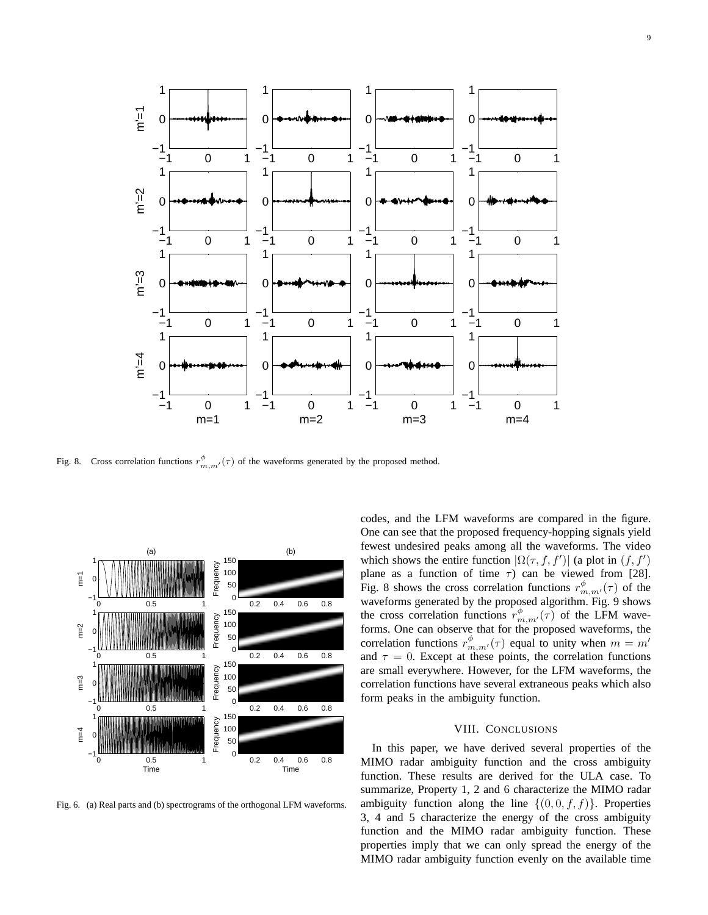Fig. 8. Cross correlation functions $r^{\phi}_{m,m'}(\tau)$ of the waveforms generated by the proposed method.

Fig. 6. (a) Real parts and (b) spectrograms of the orthogonal LFM waveforms.

codes, and the LFM waveforms are compared in the figure. One can see that the proposed frequency-hopping signals yield fewest undesired peaks among all the waveforms. The video which shows the entire function $|\Omega(\tau, f, f')|$ (a plot in $(f, f')$ plane as a function of time $\tau$) can be viewed from [28]. Fig. 8 shows the cross correlation functions $r^{\phi}_{m,m'}(\tau)$ of the waveforms generated by the proposed algorithm. Fig. 9 shows the cross correlation functions $r^{\phi}_{m,m'}(\tau)$ of the LFM waveforms. One can observe that for the proposed waveforms, the correlation functions $r^{\phi}_{m,m'}(\tau)$ equal to unity when $m = m'$ and $\tau = 0$. Except at these points, the correlation functions are small everywhere. However, for the LFM waveforms, the correlation functions have several extraneous peaks which also form peaks in the ambiguity function.

## VIII. Conclusions

In this paper, we have derived several properties of the MIMO radar ambiguity function and the cross ambiguity function. These results are derived for the ULA case. To summarize, Property 1, 2 and 6 characterize the MIMO radar ambiguity function along the line $\{(0, 0, f, f)\}$. Properties 3, 4 and 5 characterize the energy of the cross ambiguity function and the MIMO radar ambiguity function. These properties imply that we can only spread the energy of the MIMO radar ambiguity function evenly on the available time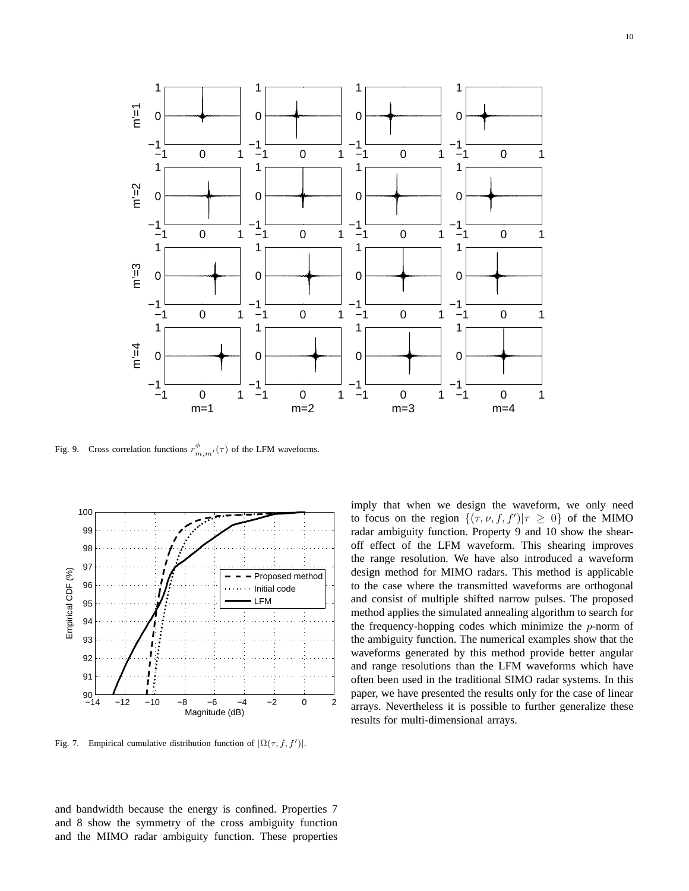Fig. 9. Cross correlation functions $r^{\phi}_{m,m'}(\tau)$ of the LFM waveforms.

Fig. 7. Empirical cumulative distribution function of $|\Omega(\tau, f, f')|$.

and bandwidth because the energy is confined. Properties 7 and 8 show the symmetry of the cross ambiguity function and the MIMO radar ambiguity function. These properties imply that when we design the waveform, we only need to focus on the region $\{(\tau, \nu, f, f')|\tau \geq 0\}$ of the MIMO radar ambiguity function. Property 9 and 10 show the shear-off effect of the LFM waveform. This shearing improves the range resolution. We have also introduced a waveform design method for MIMO radars. This method is applicable to the case where the transmitted waveforms are orthogonal and consist of multiple shifted narrow pulses. The proposed method applies the simulated annealing algorithm to search for the frequency-hopping codes which minimize the $p$-norm of the ambiguity function. The numerical examples show that the waveforms generated by this method provide better angular and range resolutions than the LFM waveforms which have often been used in the traditional SIMO radar systems. In this paper, we have presented the results only for the case of linear arrays. Nevertheless it is possible to further generalize these results for multi-dimensional arrays.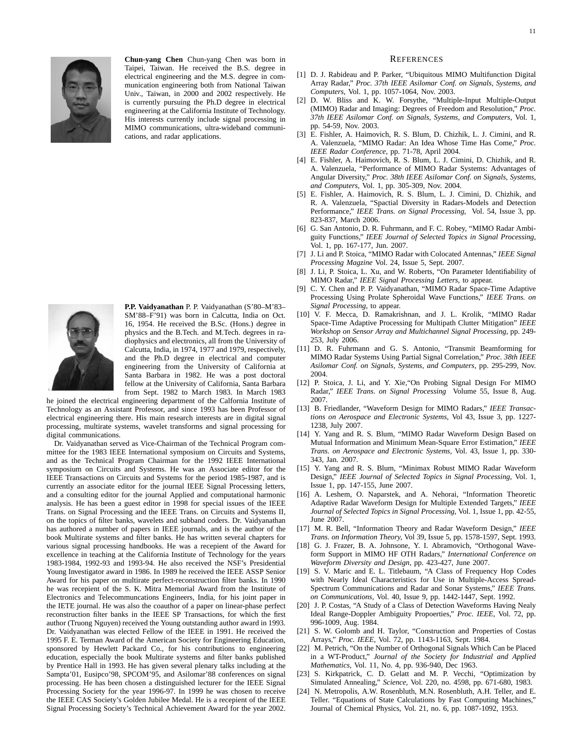**Chun-yang Chen** Chun-yang Chen was born in Taipei, Taiwan. He received the B.S. degree in electrical engineering and the M.S. degree in communication engineering both from National Taiwan Univ., Taiwan, in 2000 and 2002 respectively. He is currently pursuing the Ph.D degree in electrical engineering at the California Institute of Technology. His interests currently include signal processing in MIMO communications, ultra-wideband communications, and radar applications.

**P.P. Vaidyanathan** P. P. Vaidyanathan (S'80–M'83–SM'88–F'91) was born in Calcutta, India on Oct. 16, 1954. He received the B.Sc. (Hons.) degree in physics and the B.Tech. and M.Tech. degrees in radiophysics and electronics, all from the University of Calcutta, India, in 1974, 1977 and 1979, respectively, and the Ph.D degree in electrical and computer engineering from the University of California at Santa Barbara in 1982. He was a post doctoral fellow at the University of California, Santa Barbara from Sept. 1982 to March 1983. In March 1983 he joined the electrical engineering department of the Calfornia Institute of Technology as an Assistant Professor, and since 1993 has been Professor of electrical engineering there. His main research interests are in digital signal processing, multirate systems, wavelet transforms and signal processing for digital communications.

Dr. Vaidyanathan served as Vice-Chairman of the Technical Program committee for the 1983 IEEE International symposium on Circuits and Systems, and as the Technical Program Chairman for the 1992 IEEE International symposium on Circuits and Systems. He was an Associate editor for the IEEE Transactions on Circuits and Systems for the period 1985-1987, and is currently an associate editor for the journal IEEE Signal Processing letters, and a consulting editor for the journal Applied and computational harmonic analysis. He has been a guest editor in 1998 for special issues of the IEEE Trans. on Signal Processing and the IEEE Trans. on Circuits and Systems II, on the topics of filter banks, wavelets and subband coders. Dr. Vaidyanathan has authored a number of papers in IEEE journals, and is the author of the book Multirate systems and filter banks. He has written several chapters for various signal processing handbooks. He was a recepient of the Award for excellence in teaching at the California Institute of Technology for the years 1983-1984, 1992-93 and 1993-94. He also received the NSF's Presidential Young Investigator award in 1986. In 1989 he received the IEEE ASSP Senior Award for his paper on multirate perfect-reconstruction filter banks. In 1990 he was recepient of the S. K. Mitra Memorial Award from the Institute of Electronics and Telecommuncations Engineers, India, for his joint paper in the IETE journal. He was also the coauthor of a paper on linear-phase perfect reconstruction filter banks in the IEEE SP Transactions, for which the first author (Truong Nguyen) received the Young outstanding author award in 1993. Dr. Vaidyanathan was elected Fellow of the IEEE in 1991. He received the 1995 F. E. Terman Award of the American Society for Engineering Education, sponsored by Hewlett Packard Co., for his contributions to engineering education, especially the book Multirate systems and filter banks published by Prentice Hall in 1993. He has given several plenary talks including at the Sampta'01, Eusipco'98, SPCOM'95, and Asilomar'88 conferences on signal processing. He has been chosen a distinguished lecturer for the IEEE Signal Processing Society for the year 1996-97. In 1999 he was chosen to receive the IEEE CAS Society's Golden Jubilee Medal. He is a recepient of the IEEE Signal Processing Society's Technical Achievement Award for the year 2002.

## References

[1] D. J. Rabideau and P. Parker, "Ubiquitous MIMO Multifunction Digital Array Radar," *Proc. 37th IEEE Asilomar Conf. on Signals, Systems, and Computers*, Vol. 1, pp. 1057-1064, Nov. 2003.

[2] D. W. Bliss and K. W. Forsythe, "Multiple-Input Multiple-Output (MIMO) Radar and Imaging: Degrees of Freedom and Resolution," *Proc. 37th IEEE Asilomar Conf. on Signals, Systems, and Computers*, Vol. 1, pp. 54-59, Nov. 2003.

[3] E. Fishler, A. Haimovich, R. S. Blum, D. Chizhik, L. J. Cimini, and R. A. Valenzuela, "MIMO Radar: An Idea Whose Time Has Come," *Proc. IEEE Radar Conference*, pp. 71-78, April 2004.

[4] E. Fishler, A. Haimovich, R. S. Blum, L. J. Cimini, D. Chizhik, and R. A. Valenzuela, "Performance of MIMO Radar Systems: Advantages of Angular Diversity," *Proc. 38th IEEE Asilomar Conf. on Signals, Systems, and Computers*, Vol. 1, pp. 305-309, Nov. 2004.

[5] E. Fishler, A. Haimovich, R. S. Blum, L. J. Cimini, D. Chizhik, and R. A. Valenzuela, "Spactial Diversity in Radars-Models and Detection Performance," *IEEE Trans. on Signal Processing*, Vol. 54, Issue 3, pp. 823-837, March 2006.

[6] G. San Antonio, D. R. Fuhrmann, and F. C. Robey, "MIMO Radar Ambiguity Functions," *IEEE Journal of Selected Topics in Signal Processing*, Vol. 1, pp. 167-177, Jun. 2007.

[7] J. Li and P. Stoica, "MIMO Radar with Colocated Antennas," *IEEE Signal Processing Magzine* Vol. 24, Issue 5, Sept. 2007.

[8] J. Li, P. Stoica, L. Xu, and W. Roberts, "On Parameter Identifiability of MIMO Radar," *IEEE Signal Processing Letters*, to appear.

[9] C. Y. Chen and P. P. Vaidyanathan, "MIMO Radar Space-Time Adaptive Processing Using Prolate Spheroidal Wave Functions," *IEEE Trans. on Signal Processing*, to appear.

[10] V. F. Mecca, D. Ramakrishnan, and J. L. Krolik, "MIMO Radar Space-Time Adaptive Processing for Multipath Clutter Mitigation" *IEEE Workshop on Sensor Array and Multichannel Signal Processing*, pp. 249-253, July 2006.

[11] D. R. Fuhrmann and G. S. Antonio, "Transmit Beamforming for MIMO Radar Systems Using Partial Signal Correlation," *Proc. 38th IEEE Asilomar Conf. on Signals, Systems, and Computers*, pp. 295-299, Nov. 2004.

[12] P. Stoica, J. Li, and Y. Xie,"On Probing Signal Design For MIMO Radar," *IEEE Trans. on Signal Processing* Volume 55, Issue 8, Aug. 2007.

[13] B. Friedlander, "Waveform Design for MIMO Radars," *IEEE Transactions on Aerospace and Electronic Systems*, Vol 43, Issue 3, pp. 1227-1238, July 2007.

[14] Y. Yang and R. S. Blum, "MIMO Radar Waveform Design Based on Mutual Information and Minimum Mean-Square Error Estimation," *IEEE Trans. on Aerospace and Electronic Systems*, Vol. 43, Issue 1, pp. 330-343, Jan. 2007.

[15] Y. Yang and R. S. Blum, "Minimax Robust MIMO Radar Waveform Design," *IEEE Journal of Selected Topics in Signal Processing*, Vol. 1, Issue 1, pp. 147-155, June 2007.

[16] A. Leshem, O. Naparstek, and A. Nehorai, "Information Theoretic Adaptive Radar Waveform Design for Multiple Extended Targets," *IEEE Journal of Selected Topics in Signal Processing*, Vol. 1, Issue 1, pp. 42-55, June 2007.

[17] M. R. Bell, "Information Theory and Radar Waveform Design," *IEEE Trans. on Information Theory*, Vol 39, Issue 5, pp. 1578-1597, Sept. 1993.

[18] G. J. Frazer, B. A. Johnsone, Y. I. Abramovich, "Orthogonal Waveform Support in MIMO HF OTH Radars," *International Conference on Waveform Diversity and Design*, pp. 423-427, June 2007.

[19] S. V. Maric and E. L. Titlebaum, "A Class of Frequency Hop Codes with Nearly Ideal Characteristics for Use in Multiple-Access Spread-Spectrum Communications and Radar and Sonar Systems," *IEEE Trans. on Communications*, Vol. 40, Issue 9, pp. 1442-1447, Sept. 1992.

[20] J. P. Costas, "A Study of a Class of Detection Waveforms Having Nealy Ideal Range-Doppler Ambiguity Propoerties," *Proc. IEEE*, Vol. 72, pp. 996-1009, Aug. 1984.

[21] S. W. Golomb and H. Taylor, "Construction and Properties of Costas Arrays," *Proc. IEEE*, Vol. 72, pp. 1143-1163, Sept. 1984.

[22] M. Petrich, "On the Number of Orthogonal Signals Which Can be Placed in a WT-Product," *Journal of the Society for Industrial and Applied Mathematics*, Vol. 11, No. 4, pp. 936-940, Dec 1963.

[23] S. Kirkpatrick, C. D. Gelatt and M. P. Vecchi, "Optimization by Simulated Annealing," *Science*, Vol. 220, no. 4598, pp. 671-680, 1983.

[24] N. Metropolis, A.W. Rosenbluth, M.N. Rosenbluth, A.H. Teller, and E. Teller. "Equations of State Calculations by Fast Computing Machines," Journal of Chemical Physics, Vol. 21, no. 6, pp. 1087-1092, 1953.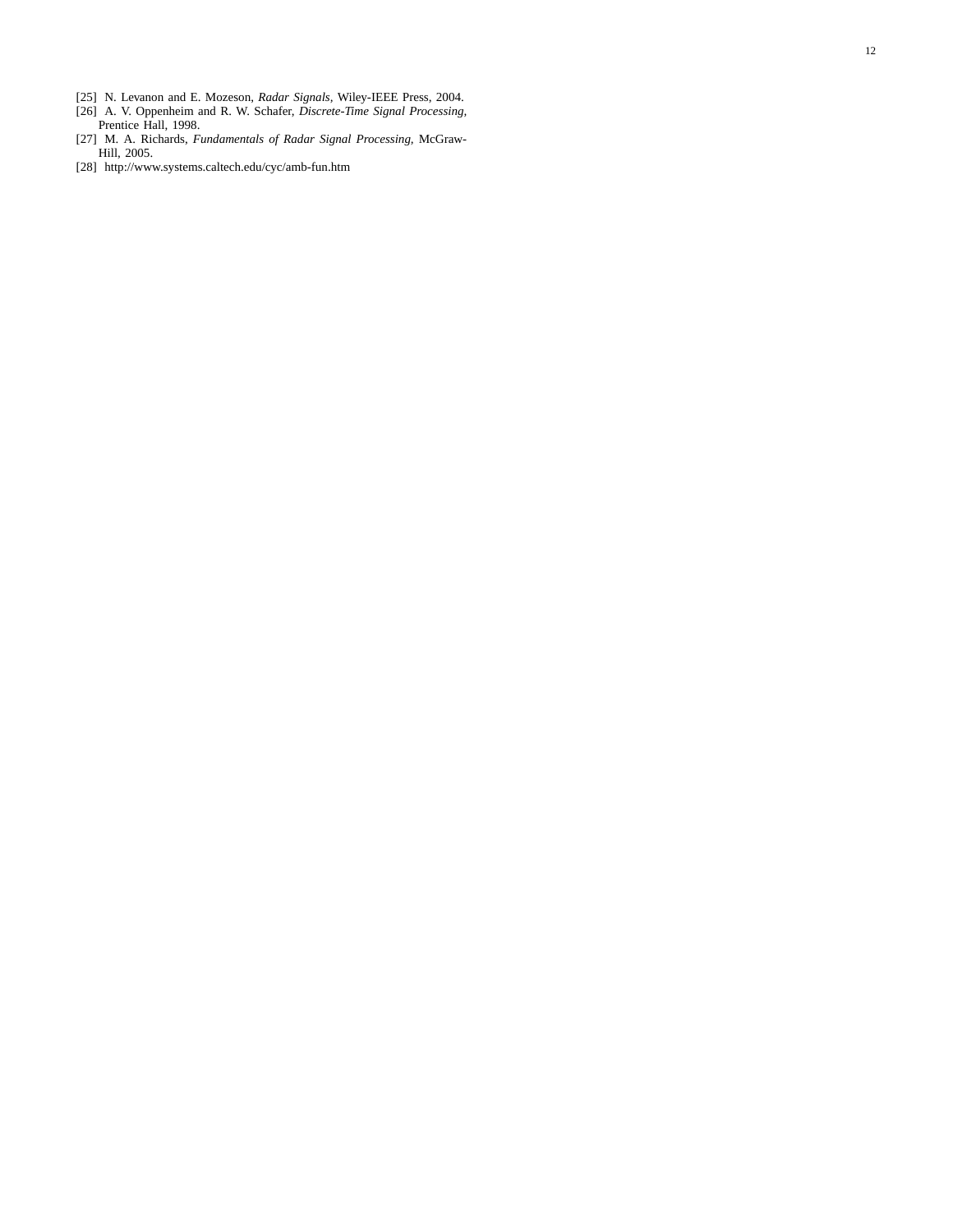[25] N. Levanon and E. Mozeson, *Radar Signals*, Wiley-IEEE Press, 2004.

[26] A. V. Oppenheim and R. W. Schafer, *Discrete-Time Signal Processing*, Prentice Hall, 1998.

[27] M. A. Richards, *Fundamentals of Radar Signal Processing*, McGraw-Hill, 2005.

[28] http://www.systems.caltech.edu/cyc/amb-fun.htm